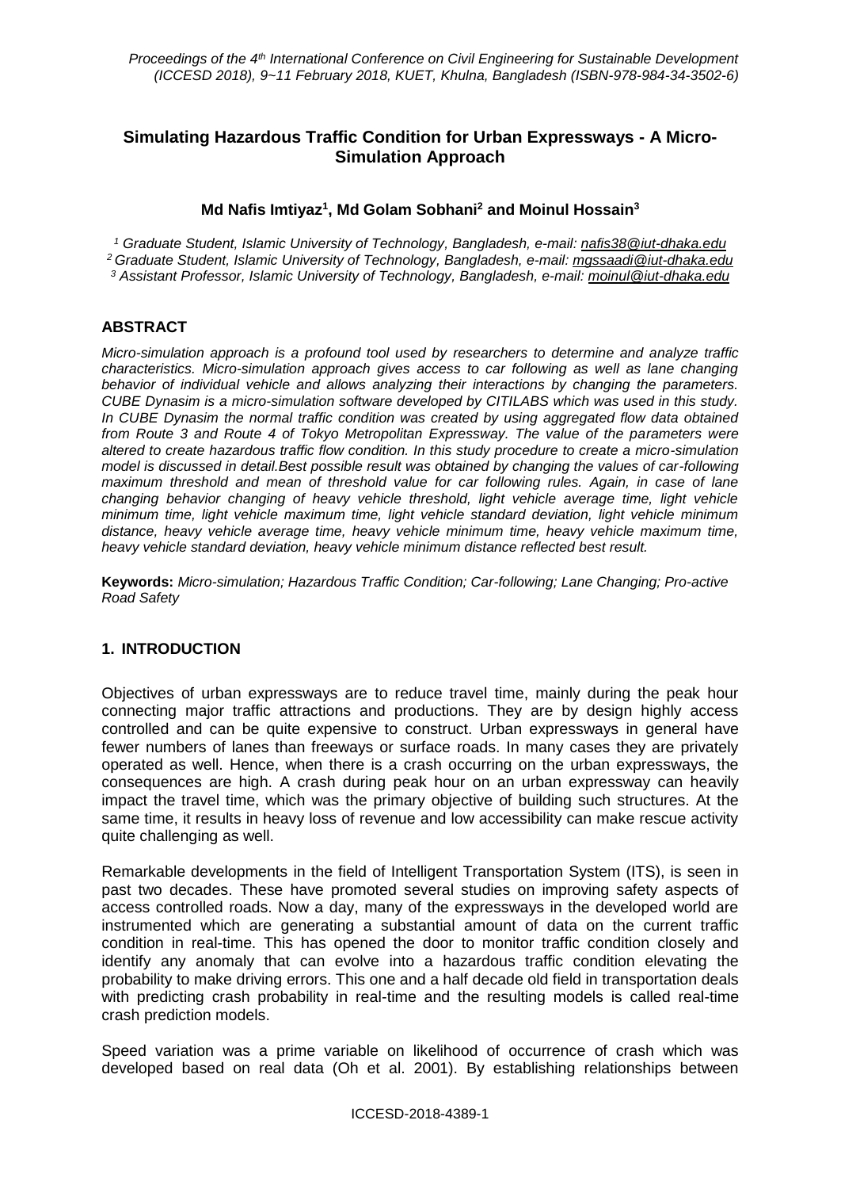# Simulating Hazardous Traffic Condition for Urban Expressways - A Micro-Simulation Approach

**Md Nafis Imtiyaz[1], Md Golam Sobhani[2] and Moinul Hossain[3]**

*[1] Graduate Student, Islamic University of Technology, Bangladesh, e-mail: nafis38@iut-dhaka.edu*
*[2] Graduate Student, Islamic University of Technology, Bangladesh, e-mail: mgssaadi@iut-dhaka.edu*
*[3] Assistant Professor, Islamic University of Technology, Bangladesh, e-mail: moinul@iut-dhaka.edu*

## ABSTRACT

*Micro-simulation approach is a profound tool used by researchers to determine and analyze traffic characteristics. Micro-simulation approach gives access to car following as well as lane changing behavior of individual vehicle and allows analyzing their interactions by changing the parameters. CUBE Dynasim is a micro-simulation software developed by CITILABS which was used in this study. In CUBE Dynasim the normal traffic condition was created by using aggregated flow data obtained from Route 3 and Route 4 of Tokyo Metropolitan Expressway. The value of the parameters were altered to create hazardous traffic flow condition. In this study procedure to create a micro-simulation model is discussed in detail.Best possible result was obtained by changing the values of car-following maximum threshold and mean of threshold value for car following rules. Again, in case of lane changing behavior changing of heavy vehicle threshold, light vehicle average time, light vehicle minimum time, light vehicle maximum time, light vehicle standard deviation, light vehicle minimum distance, heavy vehicle average time, heavy vehicle minimum time, heavy vehicle maximum time, heavy vehicle standard deviation, heavy vehicle minimum distance reflected best result.*

**Keywords:** *Micro-simulation; Hazardous Traffic Condition; Car-following; Lane Changing; Pro-active Road Safety*

## 1. INTRODUCTION

Objectives of urban expressways are to reduce travel time, mainly during the peak hour connecting major traffic attractions and productions. They are by design highly access controlled and can be quite expensive to construct. Urban expressways in general have fewer numbers of lanes than freeways or surface roads. In many cases they are privately operated as well. Hence, when there is a crash occurring on the urban expressways, the consequences are high. A crash during peak hour on an urban expressway can heavily impact the travel time, which was the primary objective of building such structures. At the same time, it results in heavy loss of revenue and low accessibility can make rescue activity quite challenging as well.

Remarkable developments in the field of Intelligent Transportation System (ITS), is seen in past two decades. These have promoted several studies on improving safety aspects of access controlled roads. Now a day, many of the expressways in the developed world are instrumented which are generating a substantial amount of data on the current traffic condition in real-time. This has opened the door to monitor traffic condition closely and identify any anomaly that can evolve into a hazardous traffic condition elevating the probability to make driving errors. This one and a half decade old field in transportation deals with predicting crash probability in real-time and the resulting models is called real-time crash prediction models.

Speed variation was a prime variable on likelihood of occurrence of crash which was developed based on real data (Oh et al. 2001). By establishing relationships between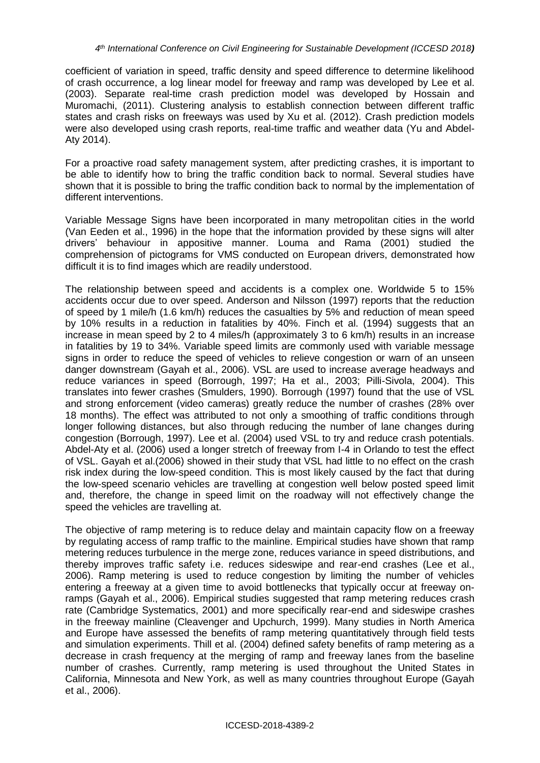coefficient of variation in speed, traffic density and speed difference to determine likelihood of crash occurrence, a log linear model for freeway and ramp was developed by Lee et al. (2003). Separate real-time crash prediction model was developed by Hossain and Muromachi, (2011). Clustering analysis to establish connection between different traffic states and crash risks on freeways was used by Xu et al. (2012). Crash prediction models were also developed using crash reports, real-time traffic and weather data (Yu and Abdel-Aty 2014).

For a proactive road safety management system, after predicting crashes, it is important to be able to identify how to bring the traffic condition back to normal. Several studies have shown that it is possible to bring the traffic condition back to normal by the implementation of different interventions.

Variable Message Signs have been incorporated in many metropolitan cities in the world (Van Eeden et al., 1996) in the hope that the information provided by these signs will alter drivers' behaviour in appositive manner. Louma and Rama (2001) studied the comprehension of pictograms for VMS conducted on European drivers, demonstrated how difficult it is to find images which are readily understood.

The relationship between speed and accidents is a complex one. Worldwide 5 to 15% accidents occur due to over speed. Anderson and Nilsson (1997) reports that the reduction of speed by 1 mile/h (1.6 km/h) reduces the casualties by 5% and reduction of mean speed by 10% results in a reduction in fatalities by 40%. Finch et al. (1994) suggests that an increase in mean speed by 2 to 4 miles/h (approximately 3 to 6 km/h) results in an increase in fatalities by 19 to 34%. Variable speed limits are commonly used with variable message signs in order to reduce the speed of vehicles to relieve congestion or warn of an unseen danger downstream (Gayah et al., 2006). VSL are used to increase average headways and reduce variances in speed (Borrough, 1997; Ha et al., 2003; Pilli-Sivola, 2004). This translates into fewer crashes (Smulders, 1990). Borrough (1997) found that the use of VSL and strong enforcement (video cameras) greatly reduce the number of crashes (28% over 18 months). The effect was attributed to not only a smoothing of traffic conditions through longer following distances, but also through reducing the number of lane changes during congestion (Borrough, 1997). Lee et al. (2004) used VSL to try and reduce crash potentials. Abdel-Aty et al. (2006) used a longer stretch of freeway from I-4 in Orlando to test the effect of VSL. Gayah et al.(2006) showed in their study that VSL had little to no effect on the crash risk index during the low-speed condition. This is most likely caused by the fact that during the low-speed scenario vehicles are travelling at congestion well below posted speed limit and, therefore, the change in speed limit on the roadway will not effectively change the speed the vehicles are travelling at.

The objective of ramp metering is to reduce delay and maintain capacity flow on a freeway by regulating access of ramp traffic to the mainline. Empirical studies have shown that ramp metering reduces turbulence in the merge zone, reduces variance in speed distributions, and thereby improves traffic safety i.e. reduces sideswipe and rear-end crashes (Lee et al., 2006). Ramp metering is used to reduce congestion by limiting the number of vehicles entering a freeway at a given time to avoid bottlenecks that typically occur at freeway on-ramps (Gayah et al., 2006). Empirical studies suggested that ramp metering reduces crash rate (Cambridge Systematics, 2001) and more specifically rear-end and sideswipe crashes in the freeway mainline (Cleavenger and Upchurch, 1999). Many studies in North America and Europe have assessed the benefits of ramp metering quantitatively through field tests and simulation experiments. Thill et al. (2004) defined safety benefits of ramp metering as a decrease in crash frequency at the merging of ramp and freeway lanes from the baseline number of crashes. Currently, ramp metering is used throughout the United States in California, Minnesota and New York, as well as many countries throughout Europe (Gayah et al., 2006).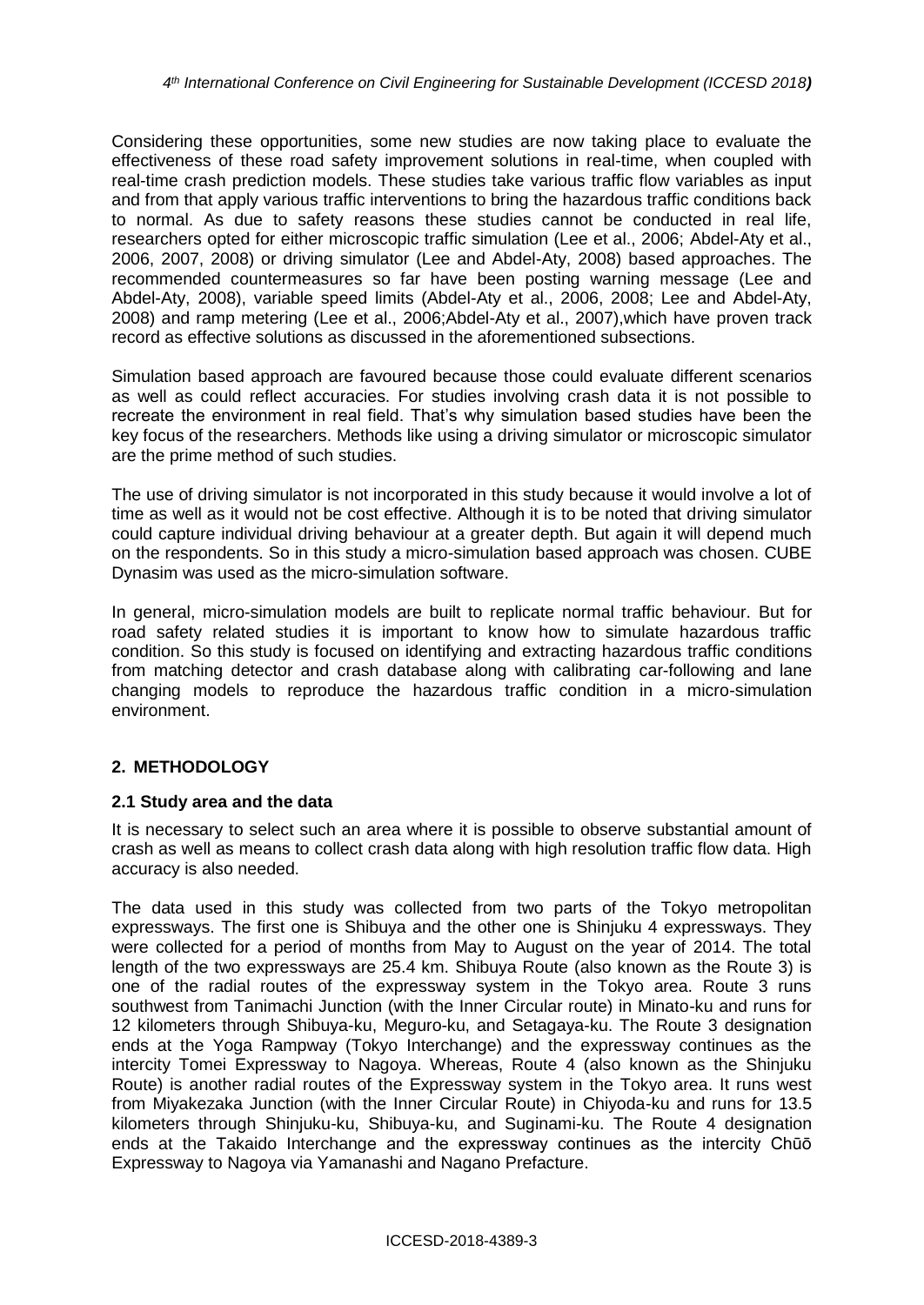Considering these opportunities, some new studies are now taking place to evaluate the effectiveness of these road safety improvement solutions in real-time, when coupled with real-time crash prediction models. These studies take various traffic flow variables as input and from that apply various traffic interventions to bring the hazardous traffic conditions back to normal. As due to safety reasons these studies cannot be conducted in real life, researchers opted for either microscopic traffic simulation (Lee et al., 2006; Abdel-Aty et al., 2006, 2007, 2008) or driving simulator (Lee and Abdel-Aty, 2008) based approaches. The recommended countermeasures so far have been posting warning message (Lee and Abdel-Aty, 2008), variable speed limits (Abdel-Aty et al., 2006, 2008; Lee and Abdel-Aty, 2008) and ramp metering (Lee et al., 2006;Abdel-Aty et al., 2007),which have proven track record as effective solutions as discussed in the aforementioned subsections.

Simulation based approach are favoured because those could evaluate different scenarios as well as could reflect accuracies. For studies involving crash data it is not possible to recreate the environment in real field. That's why simulation based studies have been the key focus of the researchers. Methods like using a driving simulator or microscopic simulator are the prime method of such studies.

The use of driving simulator is not incorporated in this study because it would involve a lot of time as well as it would not be cost effective. Although it is to be noted that driving simulator could capture individual driving behaviour at a greater depth. But again it will depend much on the respondents. So in this study a micro-simulation based approach was chosen. CUBE Dynasim was used as the micro-simulation software.

In general, micro-simulation models are built to replicate normal traffic behaviour. But for road safety related studies it is important to know how to simulate hazardous traffic condition. So this study is focused on identifying and extracting hazardous traffic conditions from matching detector and crash database along with calibrating car-following and lane changing models to reproduce the hazardous traffic condition in a micro-simulation environment.

## 2. METHODOLOGY

### 2.1 Study area and the data

It is necessary to select such an area where it is possible to observe substantial amount of crash as well as means to collect crash data along with high resolution traffic flow data. High accuracy is also needed.

The data used in this study was collected from two parts of the Tokyo metropolitan expressways. The first one is Shibuya and the other one is Shinjuku 4 expressways. They were collected for a period of months from May to August on the year of 2014. The total length of the two expressways are 25.4 km. Shibuya Route (also known as the Route 3) is one of the radial routes of the expressway system in the Tokyo area. Route 3 runs southwest from Tanimachi Junction (with the Inner Circular route) in Minato-ku and runs for 12 kilometers through Shibuya-ku, Meguro-ku, and Setagaya-ku. The Route 3 designation ends at the Yoga Rampway (Tokyo Interchange) and the expressway continues as the intercity Tomei Expressway to Nagoya. Whereas, Route 4 (also known as the Shinjuku Route) is another radial routes of the Expressway system in the Tokyo area. It runs west from Miyakezaka Junction (with the Inner Circular Route) in Chiyoda-ku and runs for 13.5 kilometers through Shinjuku-ku, Shibuya-ku, and Suginami-ku. The Route 4 designation ends at the Takaido Interchange and the expressway continues as the intercity Chūō Expressway to Nagoya via Yamanashi and Nagano Prefacture.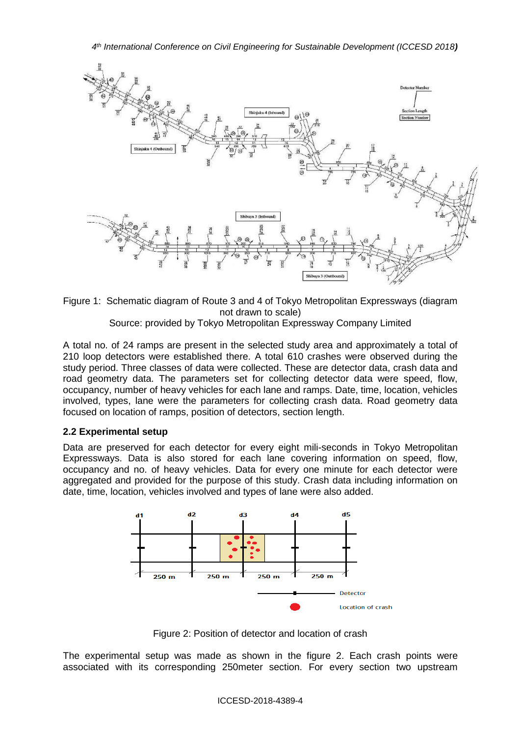Figure 1: Schematic diagram of Route 3 and 4 of Tokyo Metropolitan Expressways (diagram not drawn to scale)
Source: provided by Tokyo Metropolitan Expressway Company Limited

A total no. of 24 ramps are present in the selected study area and approximately a total of 210 loop detectors were established there. A total 610 crashes were observed during the study period. Three classes of data were collected. These are detector data, crash data and road geometry data. The parameters set for collecting detector data were speed, flow, occupancy, number of heavy vehicles for each lane and ramps. Date, time, location, vehicles involved, types, lane were the parameters for collecting crash data. Road geometry data focused on location of ramps, position of detectors, section length.

### 2.2 Experimental setup

Data are preserved for each detector for every eight mili-seconds in Tokyo Metropolitan Expressways. Data is also stored for each lane covering information on speed, flow, occupancy and no. of heavy vehicles. Data for every one minute for each detector were aggregated and provided for the purpose of this study. Crash data including information on date, time, location, vehicles involved and types of lane were also added.

Figure 2: Position of detector and location of crash

The experimental setup was made as shown in the figure 2. Each crash points were associated with its corresponding 250meter section. For every section two upstream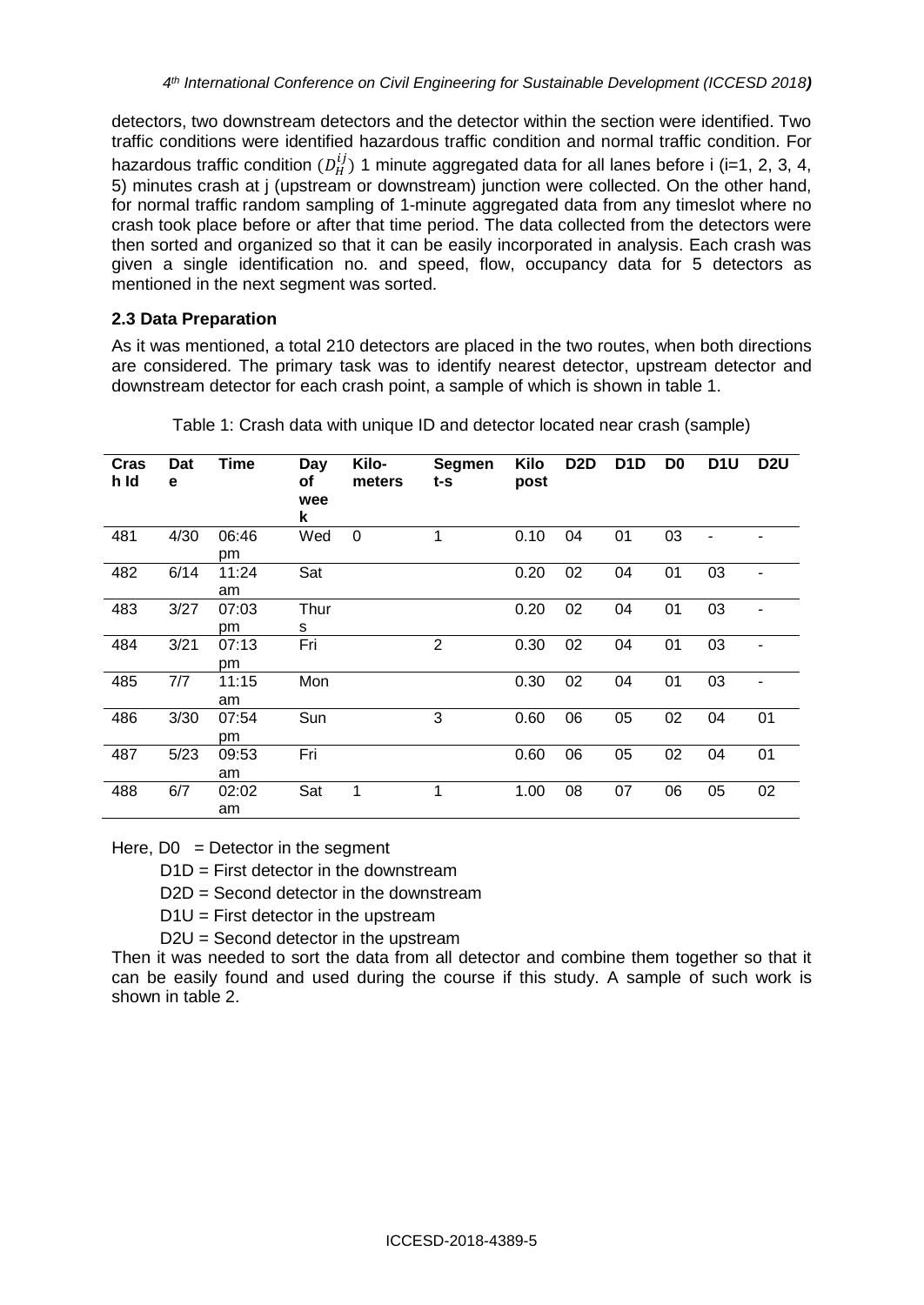detectors, two downstream detectors and the detector within the section were identified. Two traffic conditions were identified hazardous traffic condition and normal traffic condition. For hazardous traffic condition ($D_H^{ij}$) 1 minute aggregated data for all lanes before i (i=1, 2, 3, 4, 5) minutes crash at j (upstream or downstream) junction were collected. On the other hand, for normal traffic random sampling of 1-minute aggregated data from any timeslot where no crash took place before or after that time period. The data collected from the detectors were then sorted and organized so that it can be easily incorporated in analysis. Each crash was given a single identification no. and speed, flow, occupancy data for 5 detectors as mentioned in the next segment was sorted.

### 2.3 Data Preparation

As it was mentioned, a total 210 detectors are placed in the two routes, when both directions are considered. The primary task was to identify nearest detector, upstream detector and downstream detector for each crash point, a sample of which is shown in table 1.

Table 1: Crash data with unique ID and detector located near crash (sample)

| Crash Id | Date | Time | Day of week | Kilo-meters | Segment-s | Kilo post | D2D | D1D | D0 | D1U | D2U |
|---|---|---|---|---|---|---|---|---|---|---|---|
| 481 | 4/30 | 06:46 pm | Wed | 0 | 1 | 0.10 | 04 | 01 | 03 | - | - |
| 482 | 6/14 | 11:24 am | Sat | | | 0.20 | 02 | 04 | 01 | 03 | - |
| 483 | 3/27 | 07:03 pm | Thurs | | | 0.20 | 02 | 04 | 01 | 03 | - |
| 484 | 3/21 | 07:13 pm | Fri | | 2 | 0.30 | 02 | 04 | 01 | 03 | - |
| 485 | 7/7 | 11:15 am | Mon | | | 0.30 | 02 | 04 | 01 | 03 | - |
| 486 | 3/30 | 07:54 pm | Sun | | 3 | 0.60 | 06 | 05 | 02 | 04 | 01 |
| 487 | 5/23 | 09:53 am | Fri | | | 0.60 | 06 | 05 | 02 | 04 | 01 |
| 488 | 6/7 | 02:02 am | Sat | 1 | 1 | 1.00 | 08 | 07 | 06 | 05 | 02 |

Here, D0 = Detector in the segment

D1D = First detector in the downstream

D2D = Second detector in the downstream

D1U = First detector in the upstream

D2U = Second detector in the upstream

Then it was needed to sort the data from all detector and combine them together so that it can be easily found and used during the course if this study. A sample of such work is shown in table 2.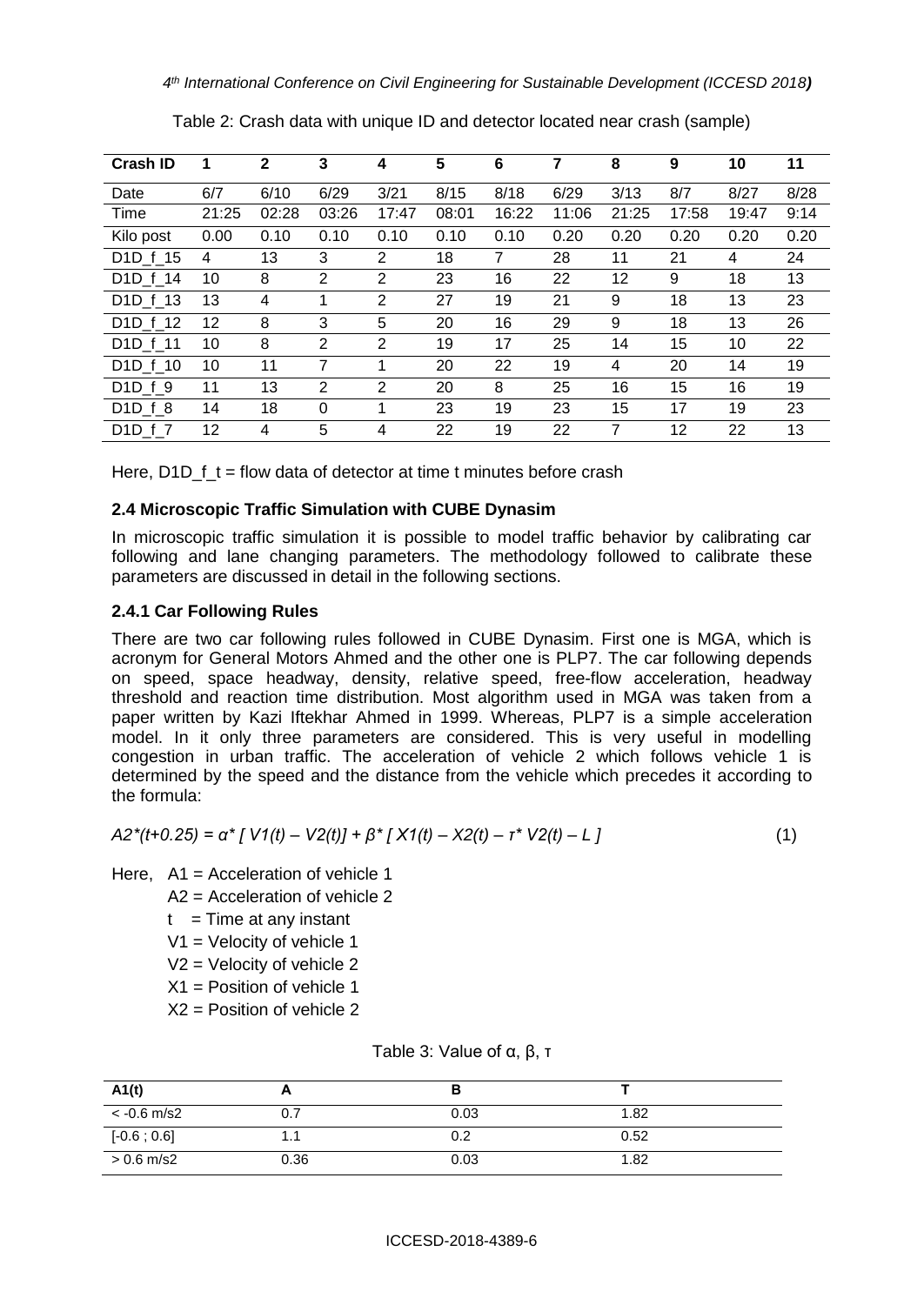Table 2: Crash data with unique ID and detector located near crash (sample)

| Crash ID | 1 | 2 | 3 | 4 | 5 | 6 | 7 | 8 | 9 | 10 | 11 |
|---|---|---|---|---|---|---|---|---|---|---|---|
| Date | 6/7 | 6/10 | 6/29 | 3/21 | 8/15 | 8/18 | 6/29 | 3/13 | 8/7 | 8/27 | 8/28 |
| Time | 21:25 | 02:28 | 03:26 | 17:47 | 08:01 | 16:22 | 11:06 | 21:25 | 17:58 | 19:47 | 9:14 |
| Kilo post | 0.00 | 0.10 | 0.10 | 0.10 | 0.10 | 0.10 | 0.20 | 0.20 | 0.20 | 0.20 | 0.20 |
| D1D_f_15 | 4 | 13 | 3 | 2 | 18 | 7 | 28 | 11 | 21 | 4 | 24 |
| D1D_f_14 | 10 | 8 | 2 | 2 | 23 | 16 | 22 | 12 | 9 | 18 | 13 |
| D1D_f_13 | 13 | 4 | 1 | 2 | 27 | 19 | 21 | 9 | 18 | 13 | 23 |
| D1D_f_12 | 12 | 8 | 3 | 5 | 20 | 16 | 29 | 9 | 18 | 13 | 26 |
| D1D_f_11 | 10 | 8 | 2 | 2 | 19 | 17 | 25 | 14 | 15 | 10 | 22 |
| D1D_f_10 | 10 | 11 | 7 | 1 | 20 | 22 | 19 | 4 | 20 | 14 | 19 |
| D1D_f_9 | 11 | 13 | 2 | 2 | 20 | 8 | 25 | 16 | 15 | 16 | 19 |
| D1D_f_8 | 14 | 18 | 0 | 1 | 23 | 19 | 23 | 15 | 17 | 19 | 23 |
| D1D_f_7 | 12 | 4 | 5 | 4 | 22 | 19 | 22 | 7 | 12 | 22 | 13 |

Here, D1D_f_t = flow data of detector at time t minutes before crash

### 2.4 Microscopic Traffic Simulation with CUBE Dynasim

In microscopic traffic simulation it is possible to model traffic behavior by calibrating car following and lane changing parameters. The methodology followed to calibrate these parameters are discussed in detail in the following sections.

#### 2.4.1 Car Following Rules

There are two car following rules followed in CUBE Dynasim. First one is MGA, which is acronym for General Motors Ahmed and the other one is PLP7. The car following depends on speed, space headway, density, relative speed, free-flow acceleration, headway threshold and reaction time distribution. Most algorithm used in MGA was taken from a paper written by Kazi Iftekhar Ahmed in 1999. Whereas, PLP7 is a simple acceleration model. In it only three parameters are considered. This is very useful in modelling congestion in urban traffic. The acceleration of vehicle 2 which follows vehicle 1 is determined by the speed and the distance from the vehicle which precedes it according to the formula:

$$A2^*(t+0.25) = \alpha^* [ V1(t) - V2(t)] + \beta^* [ X1(t) - X2(t) - \tau^* V2(t) - L ] \quad (1)$$

Here, A1 = Acceleration of vehicle 1

A2 = Acceleration of vehicle 2

t = Time at any instant

V1 = Velocity of vehicle 1

V2 = Velocity of vehicle 2

X1 = Position of vehicle 1

X2 = Position of vehicle 2

Table 3: Value of α, β, τ

| A1(t) | A | B | T |
|---|---|---|---|
| < -0.6 m/s2 | 0.7 | 0.03 | 1.82 |
| [-0.6 ; 0.6] | 1.1 | 0.2 | 0.52 |
| > 0.6 m/s2 | 0.36 | 0.03 | 1.82 |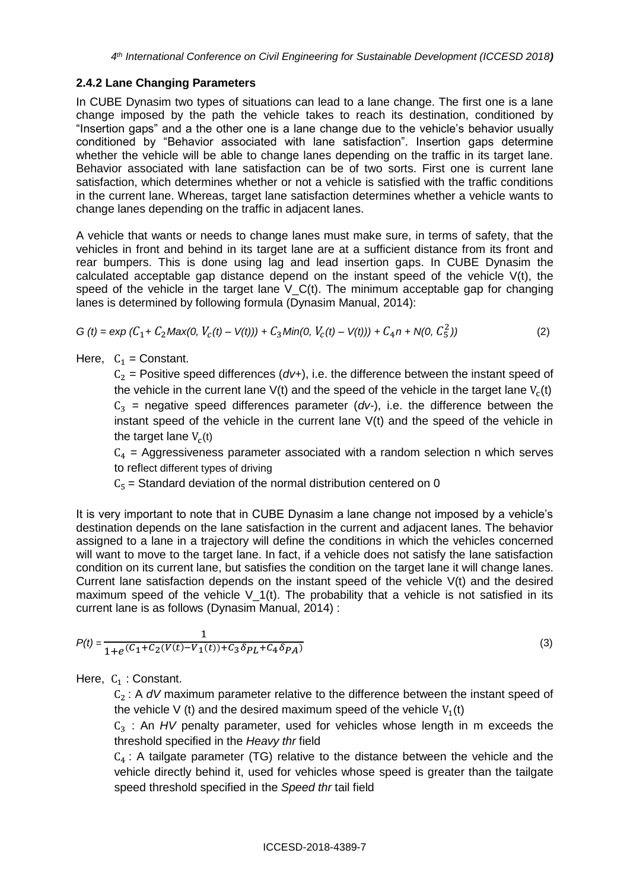### 2.4.2 Lane Changing Parameters

In CUBE Dynasim two types of situations can lead to a lane change. The first one is a lane change imposed by the path the vehicle takes to reach its destination, conditioned by "Insertion gaps" and a the other one is a lane change due to the vehicle's behavior usually conditioned by "Behavior associated with lane satisfaction". Insertion gaps determine whether the vehicle will be able to change lanes depending on the traffic in its target lane. Behavior associated with lane satisfaction can be of two sorts. First one is current lane satisfaction, which determines whether or not a vehicle is satisfied with the traffic conditions in the current lane. Whereas, target lane satisfaction determines whether a vehicle wants to change lanes depending on the traffic in adjacent lanes.

A vehicle that wants or needs to change lanes must make sure, in terms of safety, that the vehicles in front and behind in its target lane are at a sufficient distance from its front and rear bumpers. This is done using lag and lead insertion gaps. In CUBE Dynasim the calculated acceptable gap distance depend on the instant speed of the vehicle V(t), the speed of the vehicle in the target lane V_C(t). The minimum acceptable gap for changing lanes is determined by following formula (Dynasim Manual, 2014):

$$G(t) = \exp\left(C_1 + C_2 Max(0, V_c(t) - V(t)) + C_3 Min(0, V_c(t) - V(t)) + C_4 n + N(0, C_5^2)\right) \quad (2)$$

Here, $C_1$ = Constant.

$C_2$ = Positive speed differences (*dv+*), i.e. the difference between the instant speed of the vehicle in the current lane V(t) and the speed of the vehicle in the target lane $V_c(t)$

$C_3$ = negative speed differences parameter (*dv-*), i.e. the difference between the instant speed of the vehicle in the current lane V(t) and the speed of the vehicle in the target lane $V_c(t)$

$C_4$ = Aggressiveness parameter associated with a random selection n which serves to reflect different types of driving

$C_5$ = Standard deviation of the normal distribution centered on 0

It is very important to note that in CUBE Dynasim a lane change not imposed by a vehicle's destination depends on the lane satisfaction in the current and adjacent lanes. The behavior assigned to a lane in a trajectory will define the conditions in which the vehicles concerned will want to move to the target lane. In fact, if a vehicle does not satisfy the lane satisfaction condition on its current lane, but satisfies the condition on the target lane it will change lanes. Current lane satisfaction depends on the instant speed of the vehicle V(t) and the desired maximum speed of the vehicle V_1(t). The probability that a vehicle is not satisfied in its current lane is as follows (Dynasim Manual, 2014) :

$$P(t) = \frac{1}{1 + e^{(C_1 + C_2(V(t) - V_1(t)) + C_3 \delta_{PL} + C_4 \delta_{PA})}} \quad (3)$$

Here, $C_1$ : Constant.

$C_2$ : A *dV* maximum parameter relative to the difference between the instant speed of the vehicle V (t) and the desired maximum speed of the vehicle $V_1(t)$

$C_3$ : An *HV* penalty parameter, used for vehicles whose length in m exceeds the threshold specified in the *Heavy thr* field

$C_4$ : A tailgate parameter (TG) relative to the distance between the vehicle and the vehicle directly behind it, used for vehicles whose speed is greater than the tailgate speed threshold specified in the *Speed thr* tail field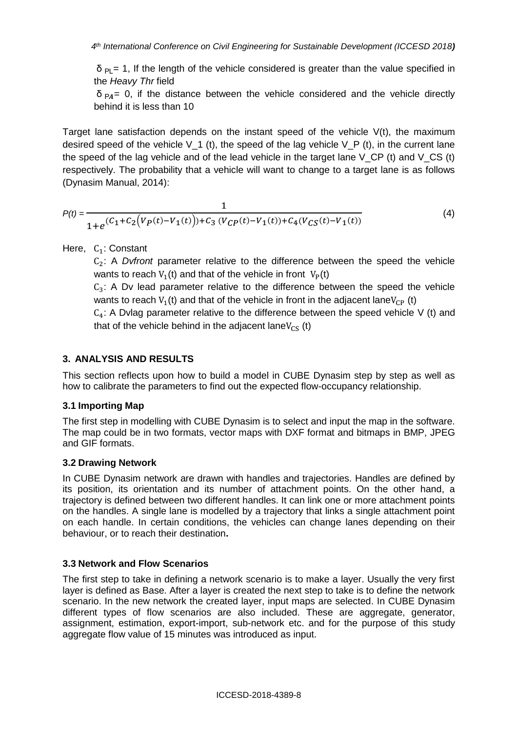$\delta_{PL}$= 1, If the length of the vehicle considered is greater than the value specified in the *Heavy Thr* field

$\delta_{PA}$= 0, if the distance between the vehicle considered and the vehicle directly behind it is less than 10

Target lane satisfaction depends on the instant speed of the vehicle V(t), the maximum desired speed of the vehicle V_1 (t), the speed of the lag vehicle V_P (t), in the current lane the speed of the lag vehicle and of the lead vehicle in the target lane V_CP (t) and V_CS (t) respectively. The probability that a vehicle will want to change to a target lane is as follows (Dynasim Manual, 2014):

$$P(t) = \frac{1}{1+e^{(C_1+C_2(V_P(t)-V_1(t)))+C_3\,(V_{CP}(t)-V_1(t))+C_4(V_{CS}(t)-V_1(t))}} \tag{4}$$

Here, $C_1$: Constant

$C_2$: A *Dvfront* parameter relative to the difference between the speed the vehicle wants to reach $V_1$(t) and that of the vehicle in front $V_P$(t)

$C_3$: A Dv lead parameter relative to the difference between the speed the vehicle wants to reach $V_1$(t) and that of the vehicle in front in the adjacent lane$V_{CP}$ (t)

$C_4$: A Dvlag parameter relative to the difference between the speed vehicle V (t) and that of the vehicle behind in the adjacent lane$V_{CS}$ (t)

## 3. ANALYSIS AND RESULTS

This section reflects upon how to build a model in CUBE Dynasim step by step as well as how to calibrate the parameters to find out the expected flow-occupancy relationship.

### 3.1 Importing Map

The first step in modelling with CUBE Dynasim is to select and input the map in the software. The map could be in two formats, vector maps with DXF format and bitmaps in BMP, JPEG and GIF formats.

### 3.2 Drawing Network

In CUBE Dynasim network are drawn with handles and trajectories. Handles are defined by its position, its orientation and its number of attachment points. On the other hand, a trajectory is defined between two different handles. It can link one or more attachment points on the handles. A single lane is modelled by a trajectory that links a single attachment point on each handle. In certain conditions, the vehicles can change lanes depending on their behaviour, or to reach their destination**.**

### 3.3 Network and Flow Scenarios

The first step to take in defining a network scenario is to make a layer. Usually the very first layer is defined as Base. After a layer is created the next step to take is to define the network scenario. In the new network the created layer, input maps are selected. In CUBE Dynasim different types of flow scenarios are also included. These are aggregate, generator, assignment, estimation, export-import, sub-network etc. and for the purpose of this study aggregate flow value of 15 minutes was introduced as input.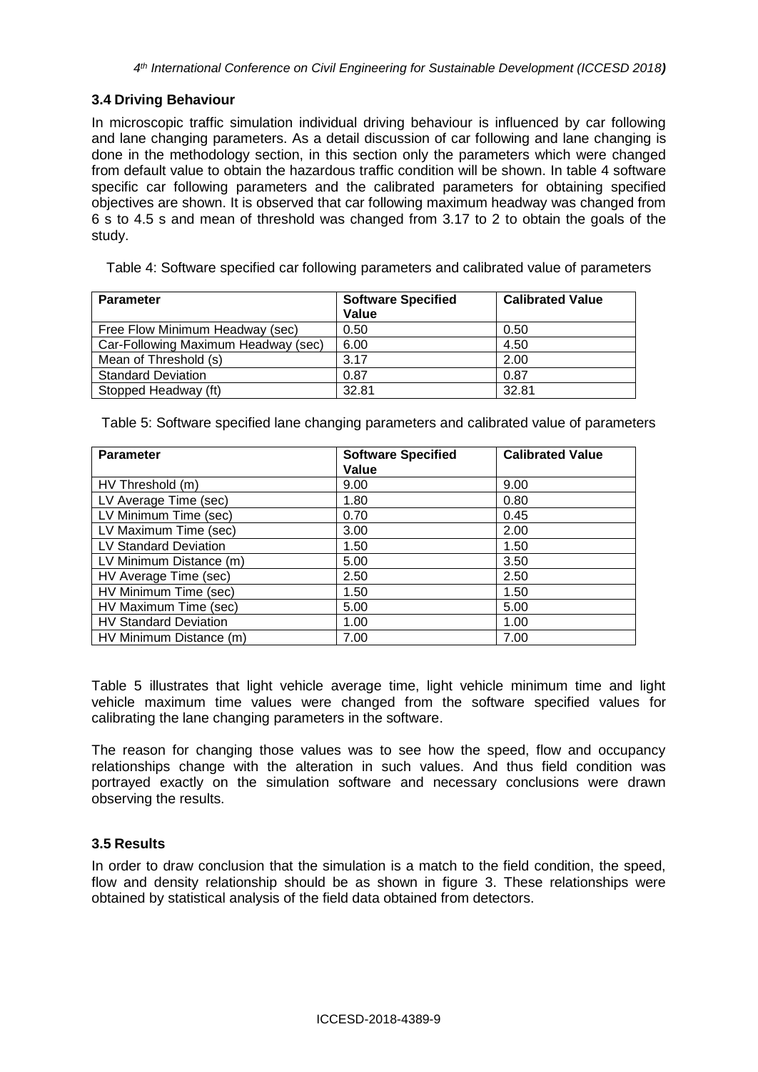### 3.4 Driving Behaviour

In microscopic traffic simulation individual driving behaviour is influenced by car following and lane changing parameters. As a detail discussion of car following and lane changing is done in the methodology section, in this section only the parameters which were changed from default value to obtain the hazardous traffic condition will be shown. In table 4 software specific car following parameters and the calibrated parameters for obtaining specified objectives are shown. It is observed that car following maximum headway was changed from 6 s to 4.5 s and mean of threshold was changed from 3.17 to 2 to obtain the goals of the study.

Table 4: Software specified car following parameters and calibrated value of parameters

| Parameter | Software Specified Value | Calibrated Value |
| --- | --- | --- |
| Free Flow Minimum Headway (sec) | 0.50 | 0.50 |
| Car-Following Maximum Headway (sec) | 6.00 | 4.50 |
| Mean of Threshold (s) | 3.17 | 2.00 |
| Standard Deviation | 0.87 | 0.87 |
| Stopped Headway (ft) | 32.81 | 32.81 |

Table 5: Software specified lane changing parameters and calibrated value of parameters

| Parameter | Software Specified Value | Calibrated Value |
| --- | --- | --- |
| HV Threshold (m) | 9.00 | 9.00 |
| LV Average Time (sec) | 1.80 | 0.80 |
| LV Minimum Time (sec) | 0.70 | 0.45 |
| LV Maximum Time (sec) | 3.00 | 2.00 |
| LV Standard Deviation | 1.50 | 1.50 |
| LV Minimum Distance (m) | 5.00 | 3.50 |
| HV Average Time (sec) | 2.50 | 2.50 |
| HV Minimum Time (sec) | 1.50 | 1.50 |
| HV Maximum Time (sec) | 5.00 | 5.00 |
| HV Standard Deviation | 1.00 | 1.00 |
| HV Minimum Distance (m) | 7.00 | 7.00 |

Table 5 illustrates that light vehicle average time, light vehicle minimum time and light vehicle maximum time values were changed from the software specified values for calibrating the lane changing parameters in the software.

The reason for changing those values was to see how the speed, flow and occupancy relationships change with the alteration in such values. And thus field condition was portrayed exactly on the simulation software and necessary conclusions were drawn observing the results.

### 3.5 Results

In order to draw conclusion that the simulation is a match to the field condition, the speed, flow and density relationship should be as shown in figure 3. These relationships were obtained by statistical analysis of the field data obtained from detectors.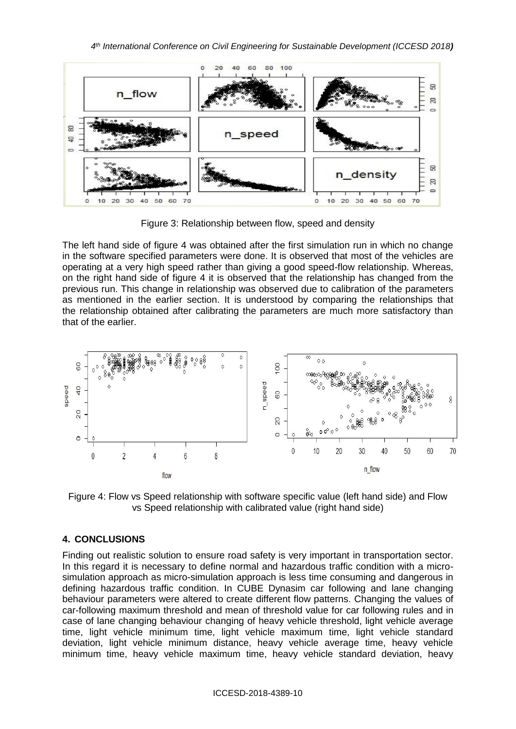Figure 3: Relationship between flow, speed and density

The left hand side of figure 4 was obtained after the first simulation run in which no change in the software specified parameters were done. It is observed that most of the vehicles are operating at a very high speed rather than giving a good speed-flow relationship. Whereas, on the right hand side of figure 4 it is observed that the relationship has changed from the previous run. This change in relationship was observed due to calibration of the parameters as mentioned in the earlier section. It is understood by comparing the relationships that the relationship obtained after calibrating the parameters are much more satisfactory than that of the earlier.

Figure 4: Flow vs Speed relationship with software specific value (left hand side) and Flow vs Speed relationship with calibrated value (right hand side)

## 4. CONCLUSIONS

Finding out realistic solution to ensure road safety is very important in transportation sector. In this regard it is necessary to define normal and hazardous traffic condition with a micro-simulation approach as micro-simulation approach is less time consuming and dangerous in defining hazardous traffic condition. In CUBE Dynasim car following and lane changing behaviour parameters were altered to create different flow patterns. Changing the values of car-following maximum threshold and mean of threshold value for car following rules and in case of lane changing behaviour changing of heavy vehicle threshold, light vehicle average time, light vehicle minimum time, light vehicle maximum time, light vehicle standard deviation, light vehicle minimum distance, heavy vehicle average time, heavy vehicle minimum time, heavy vehicle maximum time, heavy vehicle standard deviation, heavy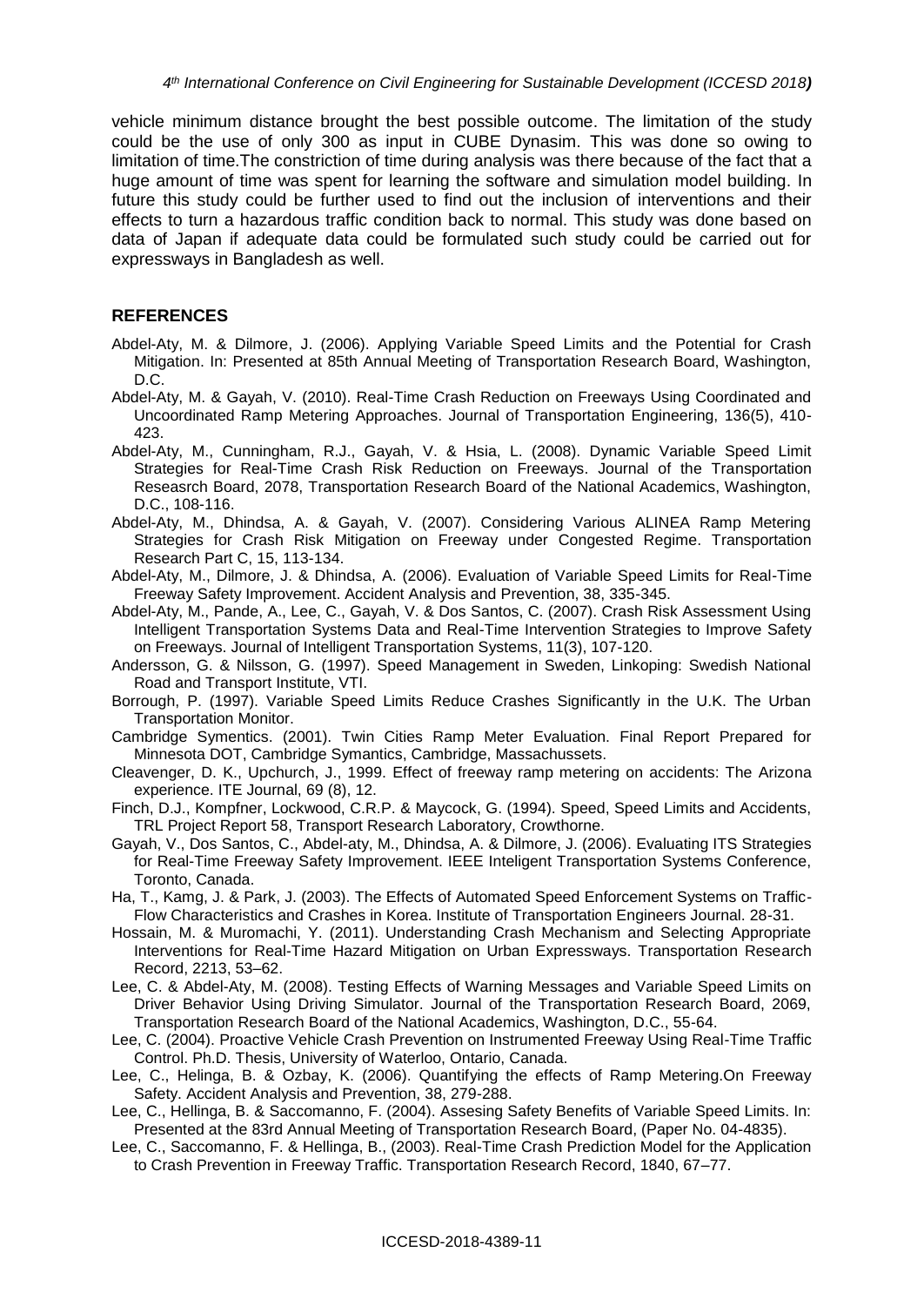vehicle minimum distance brought the best possible outcome. The limitation of the study could be the use of only 300 as input in CUBE Dynasim. This was done so owing to limitation of time.The constriction of time during analysis was there because of the fact that a huge amount of time was spent for learning the software and simulation model building. In future this study could be further used to find out the inclusion of interventions and their effects to turn a hazardous traffic condition back to normal. This study was done based on data of Japan if adequate data could be formulated such study could be carried out for expressways in Bangladesh as well.

## REFERENCES

Abdel-Aty, M. & Dilmore, J. (2006). Applying Variable Speed Limits and the Potential for Crash Mitigation. In: Presented at 85th Annual Meeting of Transportation Research Board, Washington, D.C.

Abdel-Aty, M. & Gayah, V. (2010). Real-Time Crash Reduction on Freeways Using Coordinated and Uncoordinated Ramp Metering Approaches. Journal of Transportation Engineering, 136(5), 410-423.

Abdel-Aty, M., Cunningham, R.J., Gayah, V. & Hsia, L. (2008). Dynamic Variable Speed Limit Strategies for Real-Time Crash Risk Reduction on Freeways. Journal of the Transportation Reseasrch Board, 2078, Transportation Research Board of the National Academics, Washington, D.C., 108-116.

Abdel-Aty, M., Dhindsa, A. & Gayah, V. (2007). Considering Various ALINEA Ramp Metering Strategies for Crash Risk Mitigation on Freeway under Congested Regime. Transportation Research Part C, 15, 113-134.

Abdel-Aty, M., Dilmore, J. & Dhindsa, A. (2006). Evaluation of Variable Speed Limits for Real-Time Freeway Safety Improvement. Accident Analysis and Prevention, 38, 335-345.

Abdel-Aty, M., Pande, A., Lee, C., Gayah, V. & Dos Santos, C. (2007). Crash Risk Assessment Using Intelligent Transportation Systems Data and Real-Time Intervention Strategies to Improve Safety on Freeways. Journal of Intelligent Transportation Systems, 11(3), 107-120.

Andersson, G. & Nilsson, G. (1997). Speed Management in Sweden, Linkoping: Swedish National Road and Transport Institute, VTI.

Borrough, P. (1997). Variable Speed Limits Reduce Crashes Significantly in the U.K. The Urban Transportation Monitor.

Cambridge Symentics. (2001). Twin Cities Ramp Meter Evaluation. Final Report Prepared for Minnesota DOT, Cambridge Symantics, Cambridge, Massachussets.

Cleavenger, D. K., Upchurch, J., 1999. Effect of freeway ramp metering on accidents: The Arizona experience. ITE Journal, 69 (8), 12.

Finch, D.J., Kompfner, Lockwood, C.R.P. & Maycock, G. (1994). Speed, Speed Limits and Accidents, TRL Project Report 58, Transport Research Laboratory, Crowthorne.

Gayah, V., Dos Santos, C., Abdel-aty, M., Dhindsa, A. & Dilmore, J. (2006). Evaluating ITS Strategies for Real-Time Freeway Safety Improvement. IEEE Inteligent Transportation Systems Conference, Toronto, Canada.

Ha, T., Kamg, J. & Park, J. (2003). The Effects of Automated Speed Enforcement Systems on Traffic-Flow Characteristics and Crashes in Korea. Institute of Transportation Engineers Journal. 28-31.

Hossain, M. & Muromachi, Y. (2011). Understanding Crash Mechanism and Selecting Appropriate Interventions for Real-Time Hazard Mitigation on Urban Expressways. Transportation Research Record, 2213, 53–62.

Lee, C. & Abdel-Aty, M. (2008). Testing Effects of Warning Messages and Variable Speed Limits on Driver Behavior Using Driving Simulator. Journal of the Transportation Research Board, 2069, Transportation Research Board of the National Academics, Washington, D.C., 55-64.

Lee, C. (2004). Proactive Vehicle Crash Prevention on Instrumented Freeway Using Real-Time Traffic Control. Ph.D. Thesis, University of Waterloo, Ontario, Canada.

Lee, C., Helinga, B. & Ozbay, K. (2006). Quantifying the effects of Ramp Metering.On Freeway Safety. Accident Analysis and Prevention, 38, 279-288.

Lee, C., Hellinga, B. & Saccomanno, F. (2004). Assesing Safety Benefits of Variable Speed Limits. In: Presented at the 83rd Annual Meeting of Transportation Research Board, (Paper No. 04-4835).

Lee, C., Saccomanno, F. & Hellinga, B., (2003). Real-Time Crash Prediction Model for the Application to Crash Prevention in Freeway Traffic. Transportation Research Record, 1840, 67–77.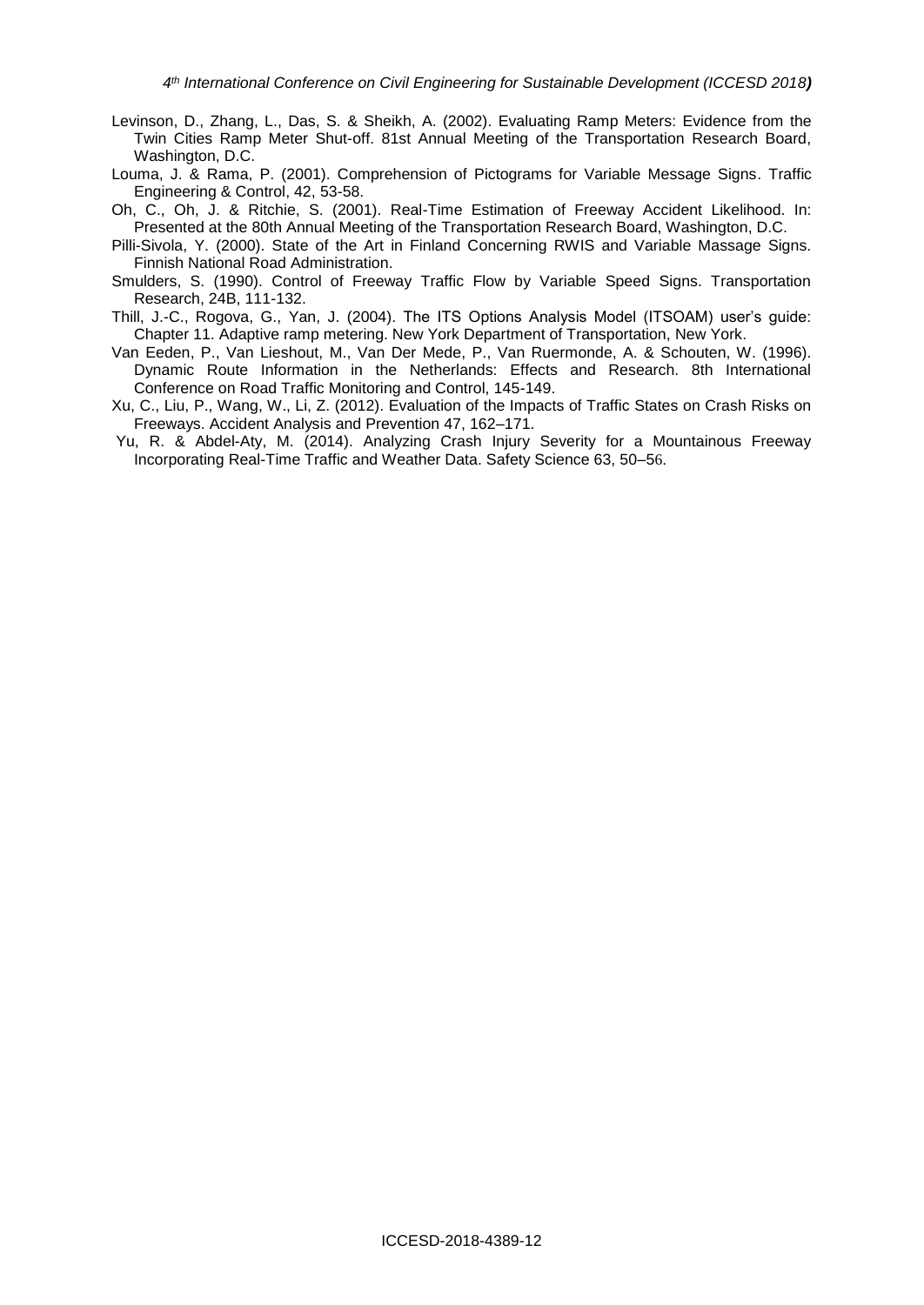Levinson, D., Zhang, L., Das, S. & Sheikh, A. (2002). Evaluating Ramp Meters: Evidence from the Twin Cities Ramp Meter Shut-off. 81st Annual Meeting of the Transportation Research Board, Washington, D.C.

Louma, J. & Rama, P. (2001). Comprehension of Pictograms for Variable Message Signs. Traffic Engineering & Control, 42, 53-58.

Oh, C., Oh, J. & Ritchie, S. (2001). Real-Time Estimation of Freeway Accident Likelihood. In: Presented at the 80th Annual Meeting of the Transportation Research Board, Washington, D.C.

Pilli-Sivola, Y. (2000). State of the Art in Finland Concerning RWIS and Variable Massage Signs. Finnish National Road Administration.

Smulders, S. (1990). Control of Freeway Traffic Flow by Variable Speed Signs. Transportation Research, 24B, 111-132.

Thill, J.-C., Rogova, G., Yan, J. (2004). The ITS Options Analysis Model (ITSOAM) user's guide: Chapter 11. Adaptive ramp metering. New York Department of Transportation, New York.

Van Eeden, P., Van Lieshout, M., Van Der Mede, P., Van Ruermonde, A. & Schouten, W. (1996). Dynamic Route Information in the Netherlands: Effects and Research. 8th International Conference on Road Traffic Monitoring and Control, 145-149.

Xu, C., Liu, P., Wang, W., Li, Z. (2012). Evaluation of the Impacts of Traffic States on Crash Risks on Freeways. Accident Analysis and Prevention 47, 162–171.

Yu, R. & Abdel-Aty, M. (2014). Analyzing Crash Injury Severity for a Mountainous Freeway Incorporating Real-Time Traffic and Weather Data. Safety Science 63, 50–56.